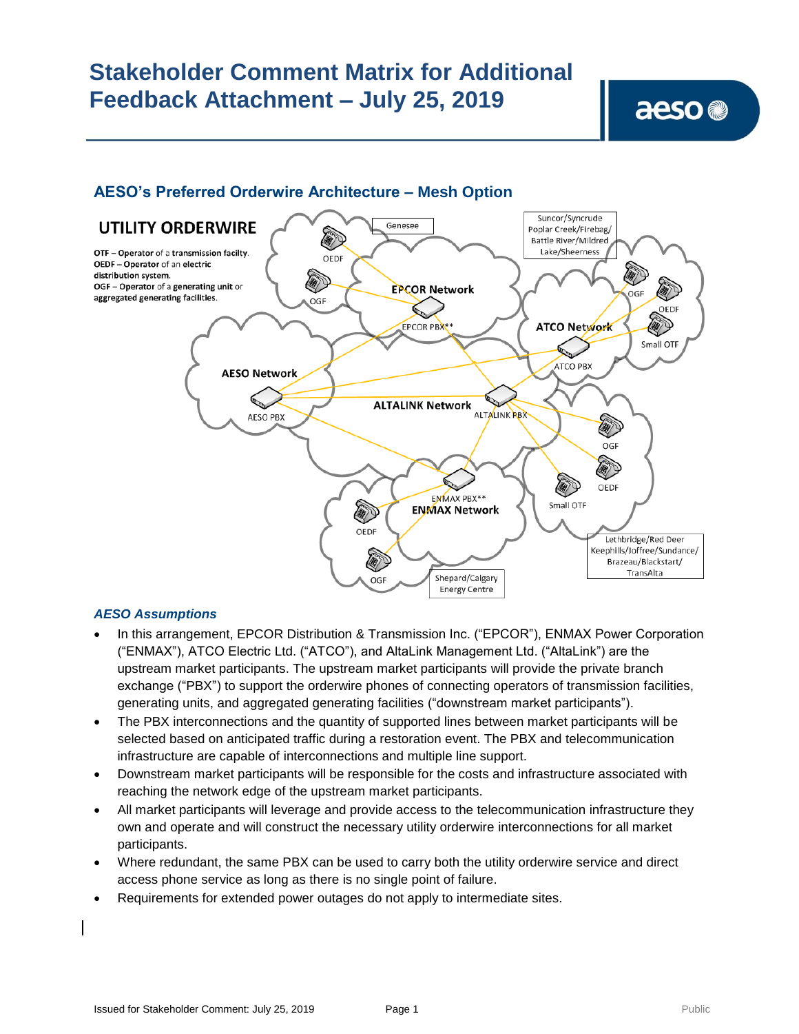# Stakeholder Comment Matrix for Additional Feedback Attachment – July 25, 2019

## AESO's Preferred Orderwire Architecture – Mesh Option

**UTILITY ORDERWIRE**

OTF – Operator of a transmission facilty.
OEDF – Operator of an electric distribution system.
OGF – Operator of a generating unit or aggregated generating facilities.

### *AESO Assumptions*

- In this arrangement, EPCOR Distribution & Transmission Inc. ("EPCOR"), ENMAX Power Corporation ("ENMAX"), ATCO Electric Ltd. ("ATCO"), and AltaLink Management Ltd. ("AltaLink") are the upstream market participants. The upstream market participants will provide the private branch exchange ("PBX") to support the orderwire phones of connecting operators of transmission facilities, generating units, and aggregated generating facilities ("downstream market participants").
- The PBX interconnections and the quantity of supported lines between market participants will be selected based on anticipated traffic during a restoration event. The PBX and telecommunication infrastructure are capable of interconnections and multiple line support.
- Downstream market participants will be responsible for the costs and infrastructure associated with reaching the network edge of the upstream market participants.
- All market participants will leverage and provide access to the telecommunication infrastructure they own and operate and will construct the necessary utility orderwire interconnections for all market participants.
- Where redundant, the same PBX can be used to carry both the utility orderwire service and direct access phone service as long as there is no single point of failure.
- Requirements for extended power outages do not apply to intermediate sites.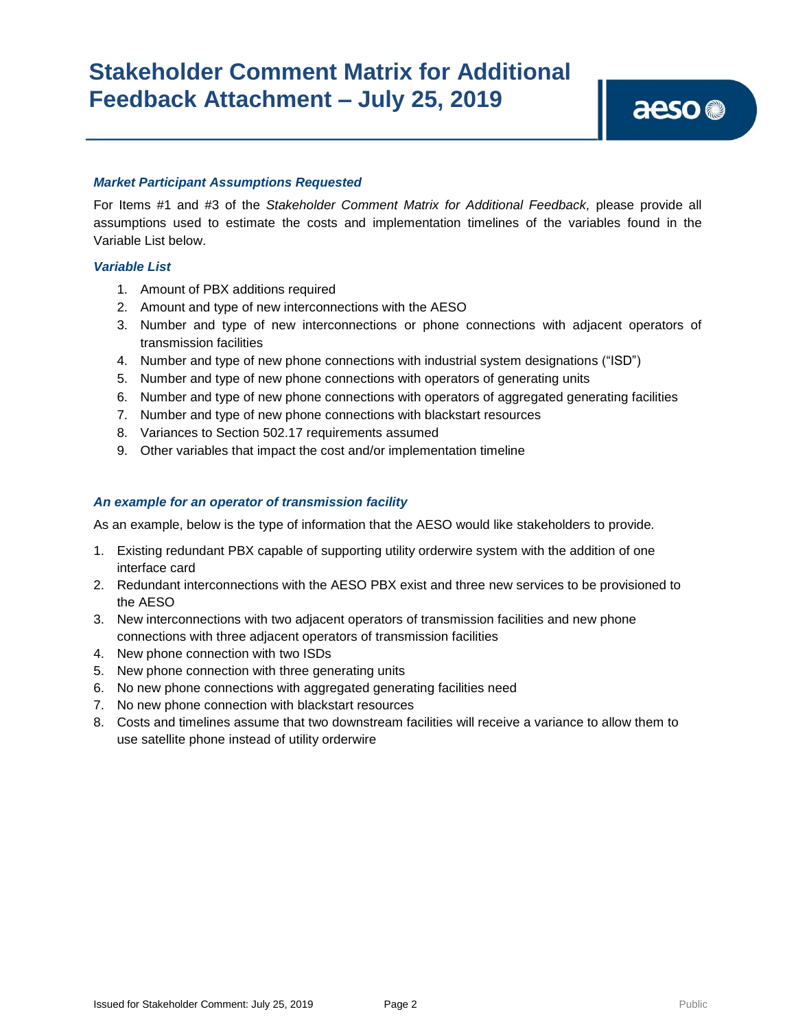# Stakeholder Comment Matrix for Additional Feedback Attachment – July 25, 2019

### *Market Participant Assumptions Requested*

For Items #1 and #3 of the *Stakeholder Comment Matrix for Additional Feedback,* please provide all assumptions used to estimate the costs and implementation timelines of the variables found in the Variable List below.

### *Variable List*

1. Amount of PBX additions required
2. Amount and type of new interconnections with the AESO
3. Number and type of new interconnections or phone connections with adjacent operators of transmission facilities
4. Number and type of new phone connections with industrial system designations ("ISD")
5. Number and type of new phone connections with operators of generating units
6. Number and type of new phone connections with operators of aggregated generating facilities
7. Number and type of new phone connections with blackstart resources
8. Variances to Section 502.17 requirements assumed
9. Other variables that impact the cost and/or implementation timeline

### *An example for an operator of transmission facility*

As an example, below is the type of information that the AESO would like stakeholders to provide.

1. Existing redundant PBX capable of supporting utility orderwire system with the addition of one interface card
2. Redundant interconnections with the AESO PBX exist and three new services to be provisioned to the AESO
3. New interconnections with two adjacent operators of transmission facilities and new phone connections with three adjacent operators of transmission facilities
4. New phone connection with two ISDs
5. New phone connection with three generating units
6. No new phone connections with aggregated generating facilities need
7. No new phone connection with blackstart resources
8. Costs and timelines assume that two downstream facilities will receive a variance to allow them to use satellite phone instead of utility orderwire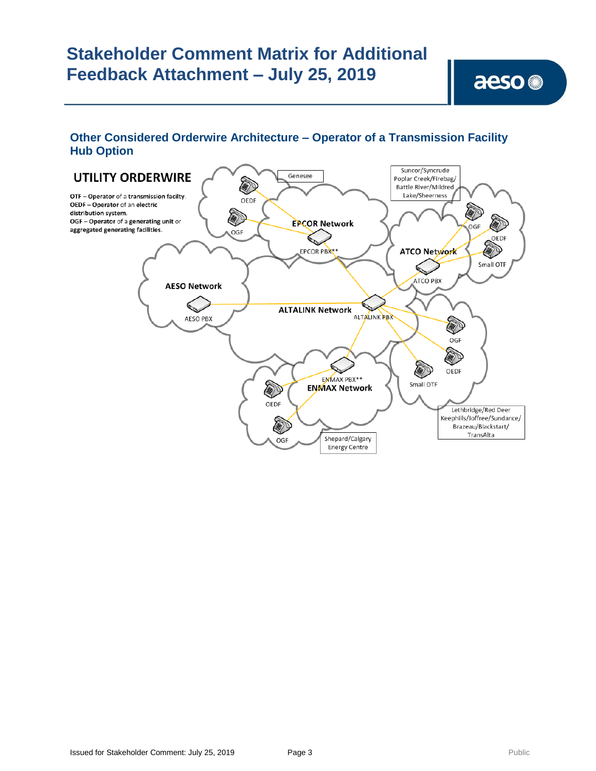# Stakeholder Comment Matrix for Additional Feedback Attachment – July 25, 2019

## Other Considered Orderwire Architecture – Operator of a Transmission Facility Hub Option

**UTILITY ORDERWIRE**

OTF – Operator of a transmission facilty.
OEDF – Operator of an electric distribution system.
OGF – Operator of a generating unit or aggregated generating facilities.

Genesee

Suncor/Syncrude Poplar Creek/Firebag/ Battle River/Mildred Lake/Sheerness

OEDF

OGF

EPCOR Network

EPCOR PBX**

ATCO Network

ATCO PBX

OGF

OEDF

Small OTF

AESO Network

AESO PBX

ALTALINK Network

ALTALINK PBX

OGF

OEDF

Small OTF

ENMAX PBX**

ENMAX Network

OEDF

OGF

Shepard/Calgary Energy Centre

Lethbridge/Red Deer Keephills/Joffree/Sundance/ Brazeau/Blackstart/ TransAlta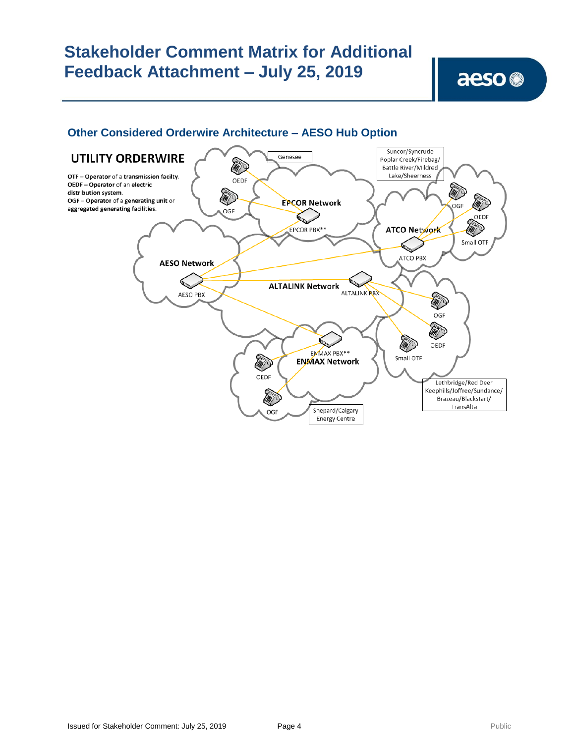# Stakeholder Comment Matrix for Additional Feedback Attachment – July 25, 2019

## Other Considered Orderwire Architecture – AESO Hub Option

UTILITY ORDERWIRE

OTF – Operator of a transmission facilty.
OEDF – Operator of an electric distribution system.
OGF – Operator of a generating unit or aggregated generating facilities.

Genesee

OEDF

OGF

EPCOR Network

EPCOR PBX**

Suncor/Syncrude Poplar Creek/Firebag/ Battle River/Mildred Lake/Sheerness

OGF

OEDF

ATCO Network

Small OTF

ATCO PBX

AESO Network

AESO PBX

ALTALINK Network

ALTALINK PBX

OGF

OEDF

Small OTF

ENMAX PBX**

ENMAX Network

OEDF

OGF

Shepard/Calgary Energy Centre

Lethbridge/Red Deer Keephills/Joffree/Sundance/ Brazeau/Blackstart/ TransAlta